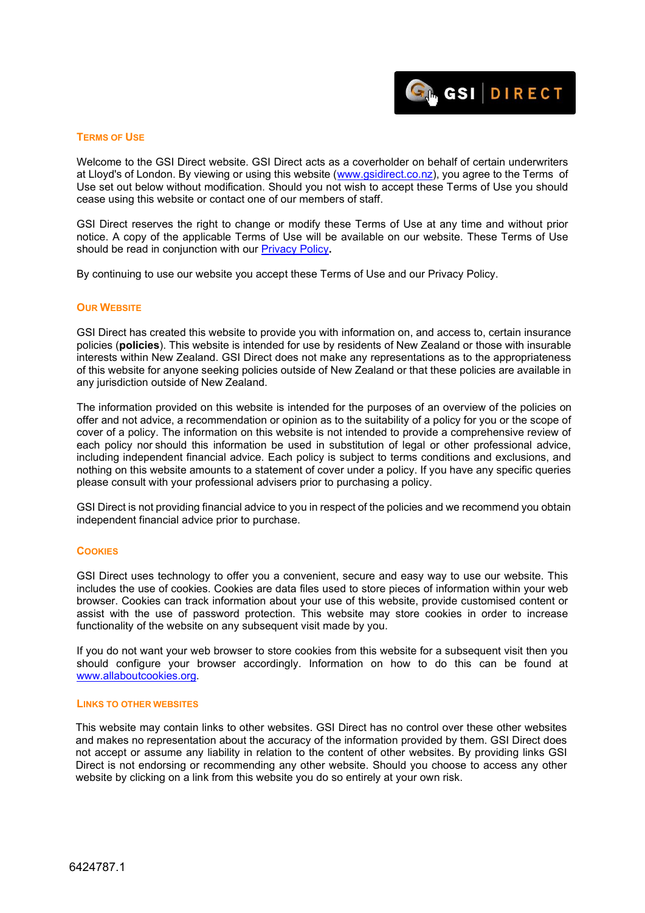## Terms of Use

Welcome to the GSI Direct website. GSI Direct acts as a coverholder on behalf of certain underwriters at Lloyd's of London. By viewing or using this website (www.gsidirect.co.nz), you agree to the Terms of Use set out below without modification. Should you not wish to accept these Terms of Use you should cease using this website or contact one of our members of staff.

GSI Direct reserves the right to change or modify these Terms of Use at any time and without prior notice. A copy of the applicable Terms of Use will be available on our website. These Terms of Use should be read in conjunction with our Privacy Policy.

By continuing to use our website you accept these Terms of Use and our Privacy Policy.

## Our Website

GSI Direct has created this website to provide you with information on, and access to, certain insurance policies (**policies**). This website is intended for use by residents of New Zealand or those with insurable interests within New Zealand. GSI Direct does not make any representations as to the appropriateness of this website for anyone seeking policies outside of New Zealand or that these policies are available in any jurisdiction outside of New Zealand.

The information provided on this website is intended for the purposes of an overview of the policies on offer and not advice, a recommendation or opinion as to the suitability of a policy for you or the scope of cover of a policy. The information on this website is not intended to provide a comprehensive review of each policy nor should this information be used in substitution of legal or other professional advice, including independent financial advice. Each policy is subject to terms conditions and exclusions, and nothing on this website amounts to a statement of cover under a policy. If you have any specific queries please consult with your professional advisers prior to purchasing a policy.

GSI Direct is not providing financial advice to you in respect of the policies and we recommend you obtain independent financial advice prior to purchase.

## Cookies

GSI Direct uses technology to offer you a convenient, secure and easy way to use our website. This includes the use of cookies. Cookies are data files used to store pieces of information within your web browser. Cookies can track information about your use of this website, provide customised content or assist with the use of password protection. This website may store cookies in order to increase functionality of the website on any subsequent visit made by you.

If you do not want your web browser to store cookies from this website for a subsequent visit then you should configure your browser accordingly. Information on how to do this can be found at www.allaboutcookies.org.

## Links to other websites

This website may contain links to other websites. GSI Direct has no control over these other websites and makes no representation about the accuracy of the information provided by them. GSI Direct does not accept or assume any liability in relation to the content of other websites. By providing links GSI Direct is not endorsing or recommending any other website. Should you choose to access any other website by clicking on a link from this website you do so entirely at your own risk.

6424787.1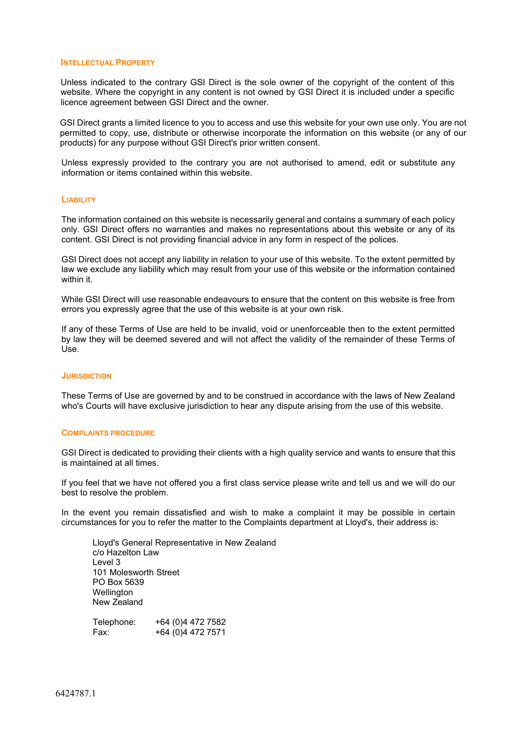## Intellectual Property

Unless indicated to the contrary GSI Direct is the sole owner of the copyright of the content of this website. Where the copyright in any content is not owned by GSI Direct it is included under a specific licence agreement between GSI Direct and the owner.

GSI Direct grants a limited licence to you to access and use this website for your own use only. You are not permitted to copy, use, distribute or otherwise incorporate the information on this website (or any of our products) for any purpose without GSI Direct's prior written consent.

Unless expressly provided to the contrary you are not authorised to amend, edit or substitute any information or items contained within this website.

## Liability

The information contained on this website is necessarily general and contains a summary of each policy only. GSI Direct offers no warranties and makes no representations about this website or any of its content. GSI Direct is not providing financial advice in any form in respect of the polices.

GSI Direct does not accept any liability in relation to your use of this website. To the extent permitted by law we exclude any liability which may result from your use of this website or the information contained within it.

While GSI Direct will use reasonable endeavours to ensure that the content on this website is free from errors you expressly agree that the use of this website is at your own risk.

If any of these Terms of Use are held to be invalid, void or unenforceable then to the extent permitted by law they will be deemed severed and will not affect the validity of the remainder of these Terms of Use.

## Jurisdiction

These Terms of Use are governed by and to be construed in accordance with the laws of New Zealand who's Courts will have exclusive jurisdiction to hear any dispute arising from the use of this website.

## Complaints Procedure

GSI Direct is dedicated to providing their clients with a high quality service and wants to ensure that this is maintained at all times.

If you feel that we have not offered you a first class service please write and tell us and we will do our best to resolve the problem.

In the event you remain dissatisfied and wish to make a complaint it may be possible in certain circumstances for you to refer the matter to the Complaints department at Lloyd's, their address is:

Lloyd's General Representative in New Zealand
c/o Hazelton Law
Level 3
101 Molesworth Street
PO Box 5639
Wellington
New Zealand

Telephone: +64 (0)4 472 7582
Fax: +64 (0)4 472 7571

6424787.1